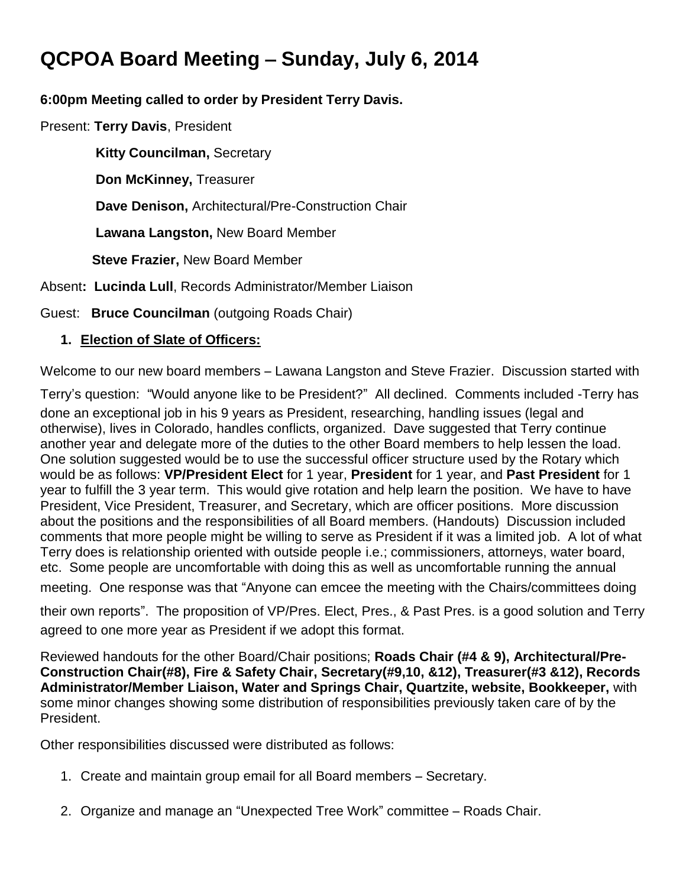# QCPOA Board Meeting – Sunday, July 6, 2014

**6:00pm Meeting called to order by President Terry Davis.**

Present: **Terry Davis**, President

**Kitty Councilman,** Secretary

**Don McKinney,** Treasurer

**Dave Denison,** Architectural/Pre-Construction Chair

**Lawana Langston,** New Board Member

**Steve Frazier,** New Board Member

Absent**: Lucinda Lull**, Records Administrator/Member Liaison

Guest: **Bruce Councilman** (outgoing Roads Chair)

1. **Election of Slate of Officers:**

Welcome to our new board members – Lawana Langston and Steve Frazier. Discussion started with Terry's question: "Would anyone like to be President?" All declined. Comments included -Terry has done an exceptional job in his 9 years as President, researching, handling issues (legal and otherwise), lives in Colorado, handles conflicts, organized. Dave suggested that Terry continue another year and delegate more of the duties to the other Board members to help lessen the load. One solution suggested would be to use the successful officer structure used by the Rotary which would be as follows: **VP/President Elect** for 1 year, **President** for 1 year, and **Past President** for 1 year to fulfill the 3 year term. This would give rotation and help learn the position. We have to have President, Vice President, Treasurer, and Secretary, which are officer positions. More discussion about the positions and the responsibilities of all Board members. (Handouts) Discussion included comments that more people might be willing to serve as President if it was a limited job. A lot of what Terry does is relationship oriented with outside people i.e.; commissioners, attorneys, water board, etc. Some people are uncomfortable with doing this as well as uncomfortable running the annual meeting. One response was that "Anyone can emcee the meeting with the Chairs/committees doing their own reports". The proposition of VP/Pres. Elect, Pres., & Past Pres. is a good solution and Terry agreed to one more year as President if we adopt this format.

Reviewed handouts for the other Board/Chair positions; **Roads Chair (#4 & 9), Architectural/Pre-Construction Chair(#8), Fire & Safety Chair, Secretary(#9,10, &12), Treasurer(#3 &12), Records Administrator/Member Liaison, Water and Springs Chair, Quartzite, website, Bookkeeper,** with some minor changes showing some distribution of responsibilities previously taken care of by the President.

Other responsibilities discussed were distributed as follows:

1. Create and maintain group email for all Board members – Secretary.
2. Organize and manage an "Unexpected Tree Work" committee – Roads Chair.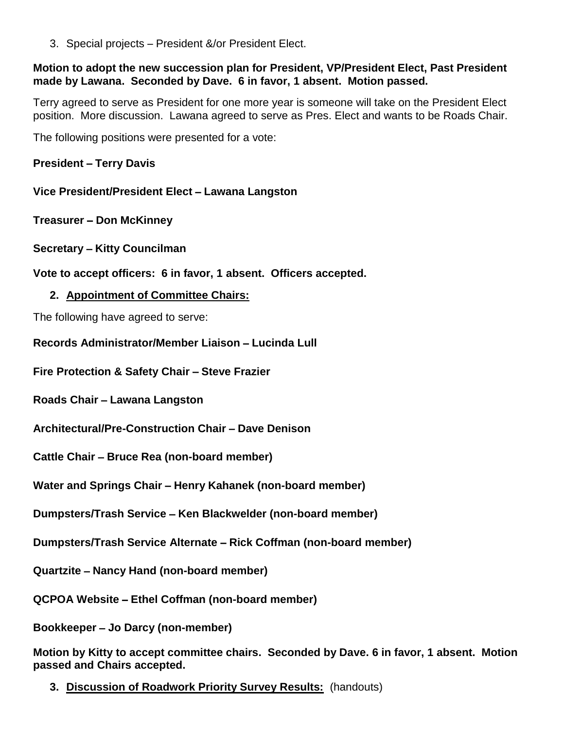3. Special projects – President &/or President Elect.

**Motion to adopt the new succession plan for President, VP/President Elect, Past President made by Lawana. Seconded by Dave. 6 in favor, 1 absent. Motion passed.**

Terry agreed to serve as President for one more year is someone will take on the President Elect position. More discussion. Lawana agreed to serve as Pres. Elect and wants to be Roads Chair.

The following positions were presented for a vote:

**President – Terry Davis**

**Vice President/President Elect – Lawana Langston**

**Treasurer – Don McKinney**

**Secretary – Kitty Councilman**

**Vote to accept officers: 6 in favor, 1 absent. Officers accepted.**

2. **<u>Appointment of Committee Chairs:</u>**

The following have agreed to serve:

**Records Administrator/Member Liaison – Lucinda Lull**

**Fire Protection & Safety Chair – Steve Frazier**

**Roads Chair – Lawana Langston**

**Architectural/Pre-Construction Chair – Dave Denison**

**Cattle Chair – Bruce Rea (non-board member)**

**Water and Springs Chair – Henry Kahanek (non-board member)**

**Dumpsters/Trash Service – Ken Blackwelder (non-board member)**

**Dumpsters/Trash Service Alternate – Rick Coffman (non-board member)**

**Quartzite – Nancy Hand (non-board member)**

**QCPOA Website – Ethel Coffman (non-board member)**

**Bookkeeper – Jo Darcy (non-member)**

**Motion by Kitty to accept committee chairs. Seconded by Dave. 6 in favor, 1 absent. Motion passed and Chairs accepted.**

3. **<u>Discussion of Roadwork Priority Survey Results:</u>** (handouts)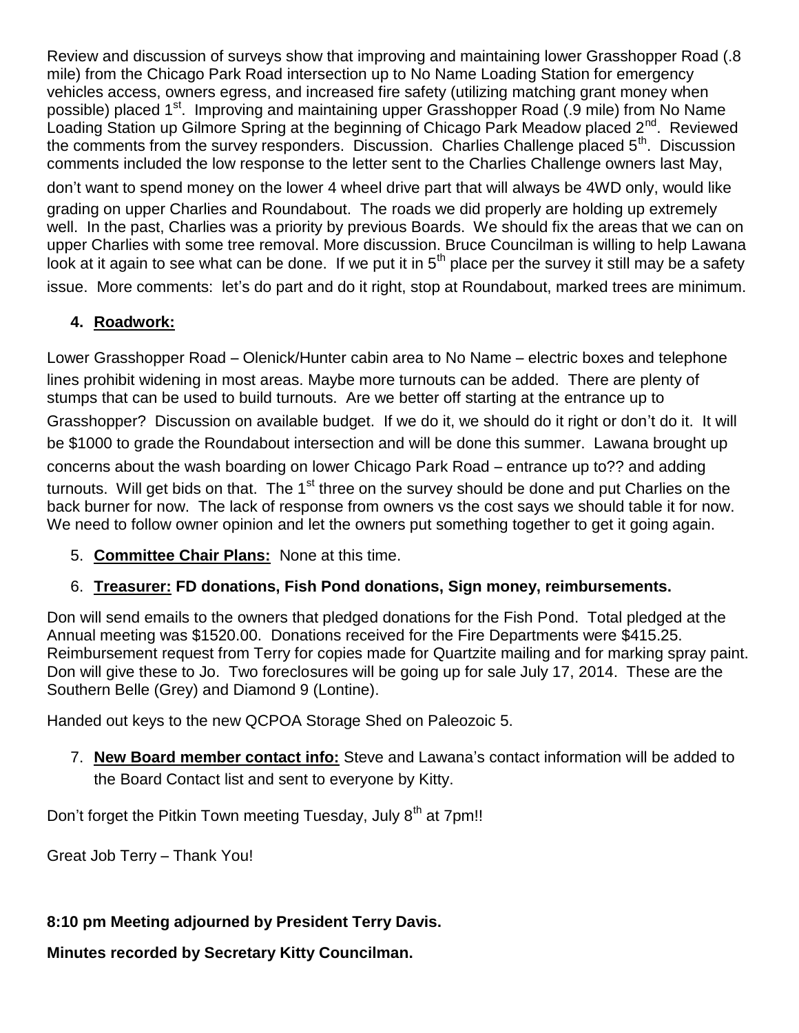Review and discussion of surveys show that improving and maintaining lower Grasshopper Road (.8 mile) from the Chicago Park Road intersection up to No Name Loading Station for emergency vehicles access, owners egress, and increased fire safety (utilizing matching grant money when possible) placed 1st. Improving and maintaining upper Grasshopper Road (.9 mile) from No Name Loading Station up Gilmore Spring at the beginning of Chicago Park Meadow placed 2nd. Reviewed the comments from the survey responders. Discussion. Charlies Challenge placed 5th. Discussion comments included the low response to the letter sent to the Charlies Challenge owners last May, don't want to spend money on the lower 4 wheel drive part that will always be 4WD only, would like grading on upper Charlies and Roundabout. The roads we did properly are holding up extremely well. In the past, Charlies was a priority by previous Boards. We should fix the areas that we can on upper Charlies with some tree removal. More discussion. Bruce Councilman is willing to help Lawana look at it again to see what can be done. If we put it in 5th place per the survey it still may be a safety issue. More comments: let's do part and do it right, stop at Roundabout, marked trees are minimum.

4. **Roadwork:**

Lower Grasshopper Road – Olenick/Hunter cabin area to No Name – electric boxes and telephone lines prohibit widening in most areas. Maybe more turnouts can be added. There are plenty of stumps that can be used to build turnouts. Are we better off starting at the entrance up to Grasshopper? Discussion on available budget. If we do it, we should do it right or don't do it. It will be $1000 to grade the Roundabout intersection and will be done this summer. Lawana brought up concerns about the wash boarding on lower Chicago Park Road – entrance up to?? and adding turnouts. Will get bids on that. The 1st three on the survey should be done and put Charlies on the back burner for now. The lack of response from owners vs the cost says we should table it for now. We need to follow owner opinion and let the owners put something together to get it going again.

5. **Committee Chair Plans:** None at this time.

6. **Treasurer: FD donations, Fish Pond donations, Sign money, reimbursements.**

Don will send emails to the owners that pledged donations for the Fish Pond. Total pledged at the Annual meeting was $1520.00. Donations received for the Fire Departments were $415.25. Reimbursement request from Terry for copies made for Quartzite mailing and for marking spray paint. Don will give these to Jo. Two foreclosures will be going up for sale July 17, 2014. These are the Southern Belle (Grey) and Diamond 9 (Lontine).

Handed out keys to the new QCPOA Storage Shed on Paleozoic 5.

7. **New Board member contact info:** Steve and Lawana's contact information will be added to the Board Contact list and sent to everyone by Kitty.

Don't forget the Pitkin Town meeting Tuesday, July 8th at 7pm!!

Great Job Terry – Thank You!

**8:10 pm Meeting adjourned by President Terry Davis.**

**Minutes recorded by Secretary Kitty Councilman.**